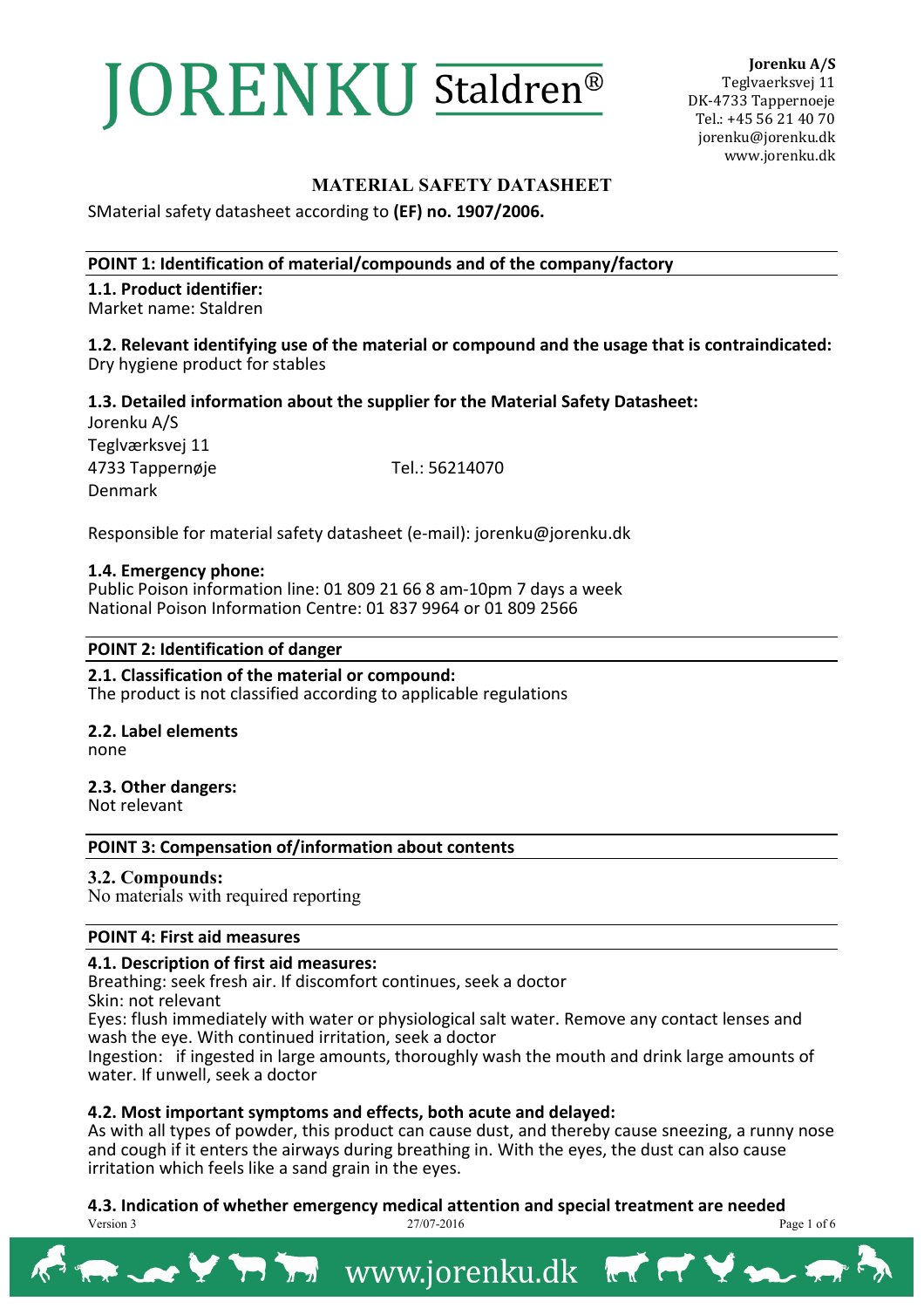# JORENKU Staldren®

**Jorenku A/S**
Teglvaerksvej 11
DK-4733 Tappernoeje
Tel.: +45 56 21 40 70
jorenku@jorenku.dk
www.jorenku.dk

## MATERIAL SAFETY DATASHEET

SMaterial safety datasheet according to **(EF) no. 1907/2006.**

## POINT 1: Identification of material/compounds and of the company/factory

**1.1. Product identifier:**
Market name: Staldren

**1.2. Relevant identifying use of the material or compound and the usage that is contraindicated:**
Dry hygiene product for stables

**1.3. Detailed information about the supplier for the Material Safety Datasheet:**
Jorenku A/S
Teglværksvej 11
4733 Tappernøje Tel.: 56214070
Denmark

Responsible for material safety datasheet (e-mail): jorenku@jorenku.dk

**1.4. Emergency phone:**
Public Poison information line: 01 809 21 66 8 am-10pm 7 days a week
National Poison Information Centre: 01 837 9964 or 01 809 2566

## POINT 2: Identification of danger

**2.1. Classification of the material or compound:**
The product is not classified according to applicable regulations

**2.2. Label elements**
none

**2.3. Other dangers:**
Not relevant

## POINT 3: Compensation of/information about contents

**3.2. Compounds:**
No materials with required reporting

## POINT 4: First aid measures

**4.1. Description of first aid measures:**
Breathing: seek fresh air. If discomfort continues, seek a doctor
Skin: not relevant
Eyes: flush immediately with water or physiological salt water. Remove any contact lenses and wash the eye. With continued irritation, seek a doctor
Ingestion: if ingested in large amounts, thoroughly wash the mouth and drink large amounts of water. If unwell, seek a doctor

**4.2. Most important symptoms and effects, both acute and delayed:**
As with all types of powder, this product can cause dust, and thereby cause sneezing, a runny nose and cough if it enters the airways during breathing in. With the eyes, the dust can also cause irritation which feels like a sand grain in the eyes.

**4.3. Indication of whether emergency medical attention and special treatment are needed**

Version 3 27/07-2016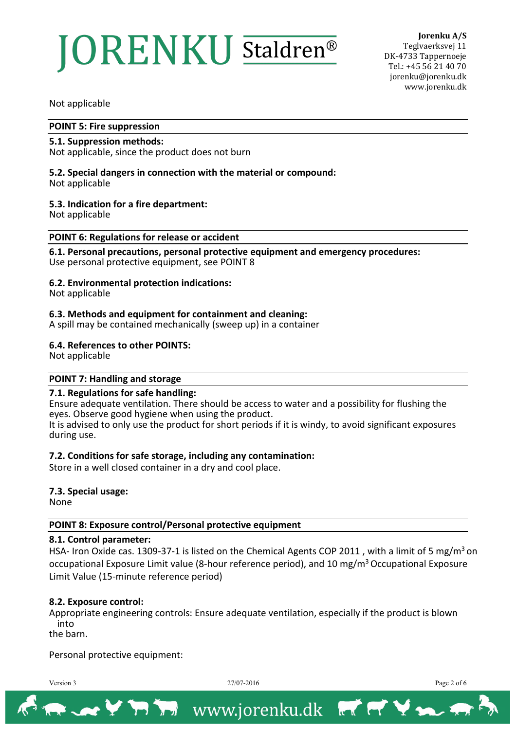Not applicable

## POINT 5: Fire suppression

**5.1. Suppression methods:**
Not applicable, since the product does not burn

**5.2. Special dangers in connection with the material or compound:**
Not applicable

**5.3. Indication for a fire department:**
Not applicable

## POINT 6: Regulations for release or accident

**6.1. Personal precautions, personal protective equipment and emergency procedures:**
Use personal protective equipment, see POINT 8

**6.2. Environmental protection indications:**
Not applicable

**6.3. Methods and equipment for containment and cleaning:**
A spill may be contained mechanically (sweep up) in a container

**6.4. References to other POINTS:**
Not applicable

## POINT 7: Handling and storage

**7.1. Regulations for safe handling:**
Ensure adequate ventilation. There should be access to water and a possibility for flushing the eyes. Observe good hygiene when using the product.
It is advised to only use the product for short periods if it is windy, to avoid significant exposures during use.

**7.2. Conditions for safe storage, including any contamination:**
Store in a well closed container in a dry and cool place.

**7.3. Special usage:**
None

## POINT 8: Exposure control/Personal protective equipment

**8.1. Control parameter:**
HSA- Iron Oxide cas. 1309-37-1 is listed on the Chemical Agents COP 2011 , with a limit of 5 $mg/m^3$ on occupational Exposure Limit value (8-hour reference period), and 10 $mg/m^3$ Occupational Exposure Limit Value (15-minute reference period)

**8.2. Exposure control:**
Appropriate engineering controls: Ensure adequate ventilation, especially if the product is blown into the barn.

Personal protective equipment: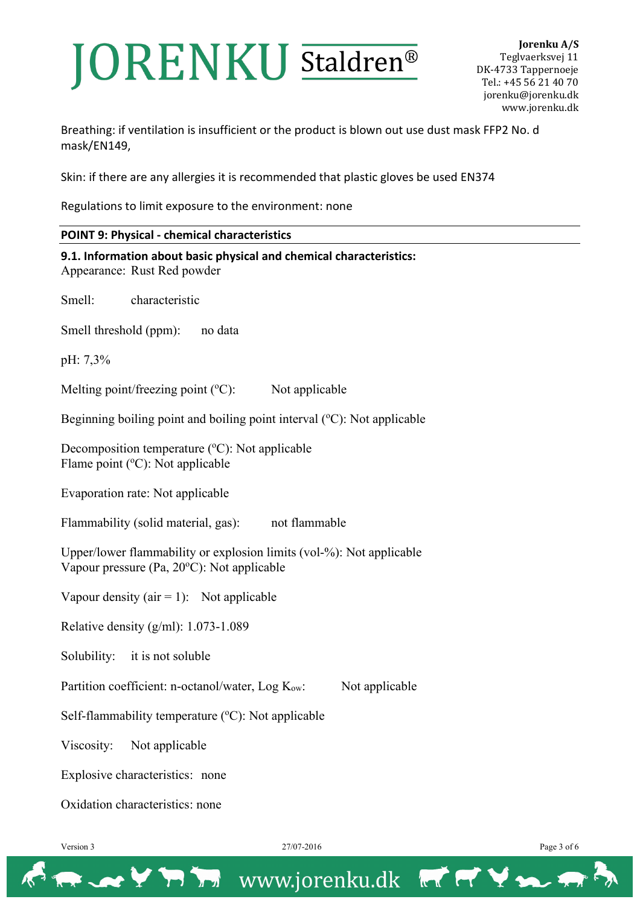Breathing: if ventilation is insufficient or the product is blown out use dust mask FFP2 No. d mask/EN149,

Skin: if there are any allergies it is recommended that plastic gloves be used EN374

Regulations to limit exposure to the environment: none

## POINT 9: Physical - chemical characteristics

### 9.1. Information about basic physical and chemical characteristics:

Appearance: Rust Red powder

Smell: characteristic

Smell threshold (ppm): no data

pH: 7,3%

Melting point/freezing point (ºC): Not applicable

Beginning boiling point and boiling point interval (ºC): Not applicable

Decomposition temperature (ºC): Not applicable
Flame point (ºC): Not applicable

Evaporation rate: Not applicable

Flammability (solid material, gas): not flammable

Upper/lower flammability or explosion limits (vol-%): Not applicable
Vapour pressure (Pa, 20ºC): Not applicable

Vapour density (air = 1): Not applicable

Relative density (g/ml): 1.073-1.089

Solubility: it is not soluble

Partition coefficient: n-octanol/water, Log $K_{ow}$: Not applicable

Self-flammability temperature (ºC): Not applicable

Viscosity: Not applicable

Explosive characteristics: none

Oxidation characteristics: none

Version 3 27/07-2016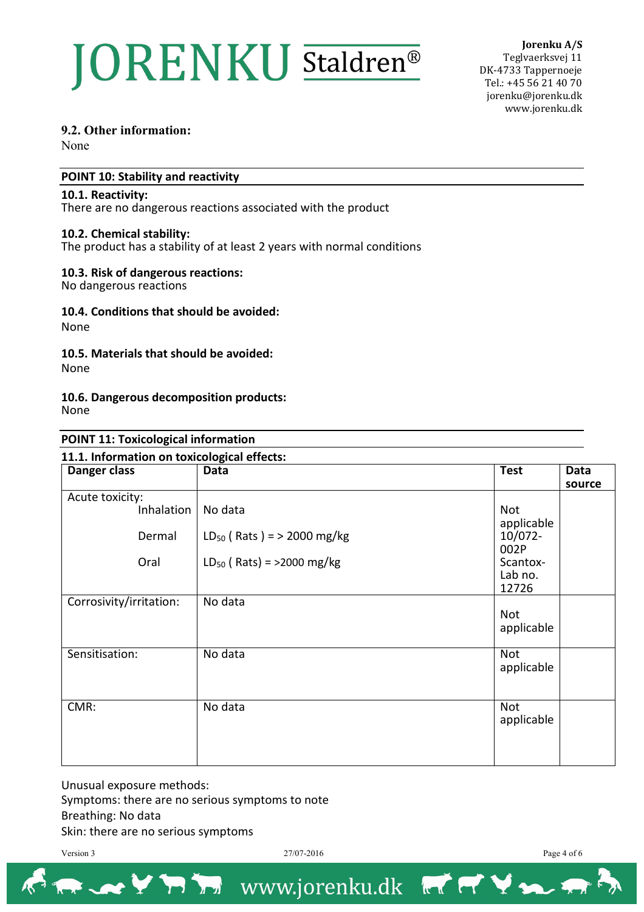### 9.2. Other information:

None

## POINT 10: Stability and reactivity

### 10.1. Reactivity:

There are no dangerous reactions associated with the product

### 10.2. Chemical stability:

The product has a stability of at least 2 years with normal conditions

### 10.3. Risk of dangerous reactions:

No dangerous reactions

### 10.4. Conditions that should be avoided:

None

### 10.5. Materials that should be avoided:

None

### 10.6. Dangerous decomposition products:

None

## POINT 11: Toxicological information

### 11.1. Information on toxicological effects:

| Danger class | Data | Test | Data source |
|---|---|---|---|
| Acute toxicity: | | | |
| Inhalation | No data | Not applicable | |
| Dermal | $LD_{50}$ ( Rats ) = > 2000 mg/kg | 10/072-002P | |
| Oral | $LD_{50}$ ( Rats) = >2000 mg/kg | Scantox-Lab no. 12726 | |
| Corrosivity/irritation: | No data | Not applicable | |
| Sensitisation: | No data | Not applicable | |
| CMR: | No data | Not applicable | |

Unusual exposure methods:
Symptoms: there are no serious symptoms to note
Breathing: No data
Skin: there are no serious symptoms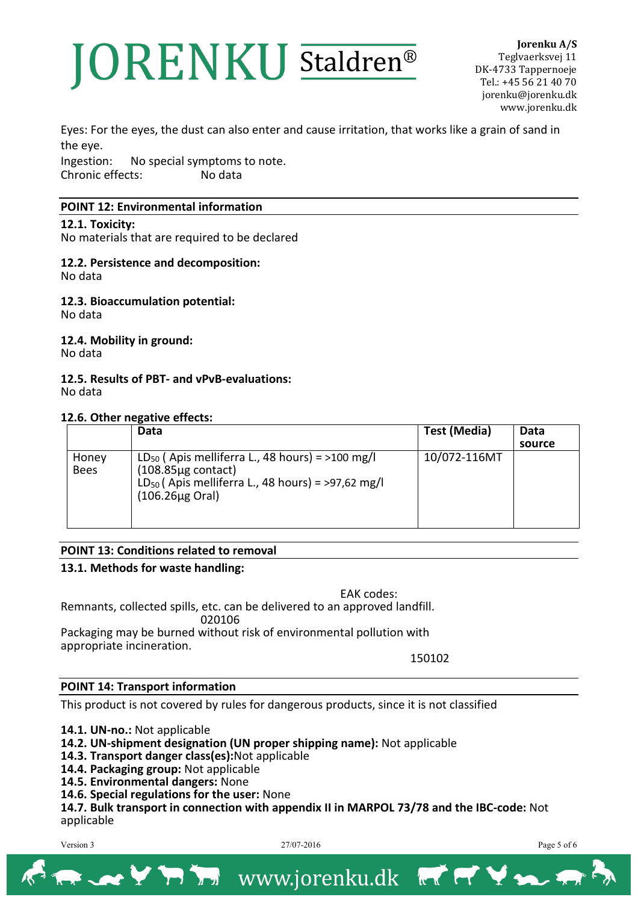Eyes: For the eyes, the dust can also enter and cause irritation, that works like a grain of sand in the eye.

Ingestion: No special symptoms to note.

Chronic effects: No data

## POINT 12: Environmental information

### 12.1. Toxicity:

No materials that are required to be declared

### 12.2. Persistence and decomposition:

No data

### 12.3. Bioaccumulation potential:

No data

### 12.4. Mobility in ground:

No data

### 12.5. Results of PBT- and vPvB-evaluations:

No data

### 12.6. Other negative effects:

| | Data | Test (Media) | Data source |
|---|---|---|---|
| Honey Bees | $LD_{50}$ ( Apis melliferra L., 48 hours) = >100 mg/l (108.85µg contact) $LD_{50}$ ( Apis melliferra L., 48 hours) = >97,62 mg/l (106.26µg Oral) | 10/072-116MT | |

## POINT 13: Conditions related to removal

### 13.1. Methods for waste handling:

EAK codes:

Remnants, collected spills, etc. can be delivered to an approved landfill.
020106

Packaging may be burned without risk of environmental pollution with appropriate incineration.
150102

## POINT 14: Transport information

This product is not covered by rules for dangerous products, since it is not classified

**14.1. UN-no.:** Not applicable
**14.2. UN-shipment designation (UN proper shipping name):** Not applicable
**14.3. Transport danger class(es):**Not applicable
**14.4. Packaging group:** Not applicable
**14.5. Environmental dangers:** None
**14.6. Special regulations for the user:** None
**14.7. Bulk transport in connection with appendix II in MARPOL 73/78 and the IBC-code:** Not applicable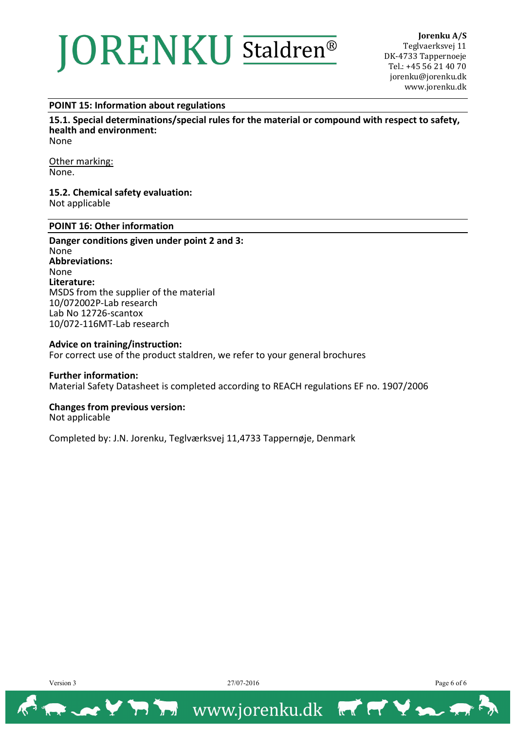## POINT 15: Information about regulations

### 15.1. Special determinations/special rules for the material or compound with respect to safety, health and environment:

None

Other marking:
None.

### 15.2. Chemical safety evaluation:

Not applicable

## POINT 16: Other information

**Danger conditions given under point 2 and 3:**
None
**Abbreviations:**
None
**Literature:**
MSDS from the supplier of the material
10/072002P-Lab research
Lab No 12726-scantox
10/072-116MT-Lab research

**Advice on training/instruction:**
For correct use of the product staldren, we refer to your general brochures

**Further information:**
Material Safety Datasheet is completed according to REACH regulations EF no. 1907/2006

**Changes from previous version:**
Not applicable

Completed by: J.N. Jorenku, Teglværksvej 11,4733 Tappernøje, Denmark